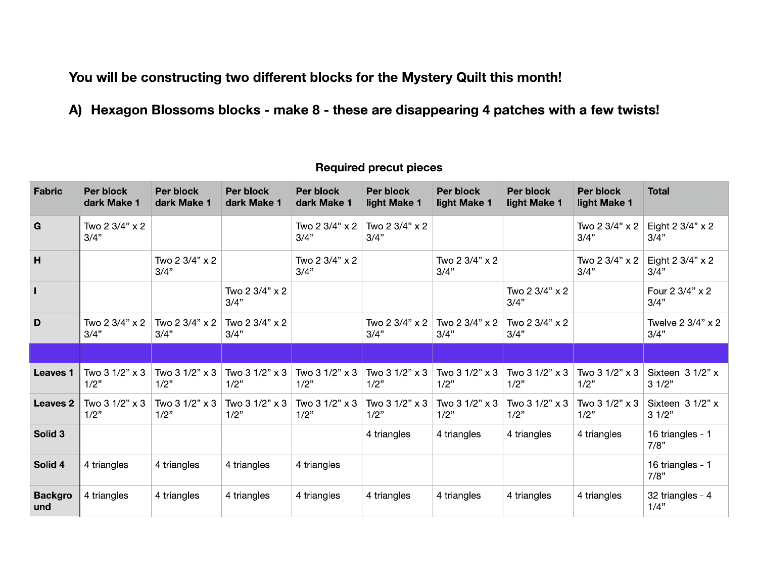**You will be constructing two different blocks for the Mystery Quilt this month!**

**A) Hexagon Blossoms blocks - make 8 - these are disappearing 4 patches with a few twists!**

**Required precut pieces**

| Fabric | Per block dark Make 1 | Per block dark Make 1 | Per block dark Make 1 | Per block dark Make 1 | Per block light Make 1 | Per block light Make 1 | Per block light Make 1 | Per block light Make 1 | Total |
|---|---|---|---|---|---|---|---|---|---|
| G | Two 2 3/4" x 2 3/4" | | | Two 2 3/4" x 2 3/4" | Two 2 3/4" x 2 3/4" | | | Two 2 3/4" x 2 3/4" | Eight 2 3/4" x 2 3/4" |
| H | | Two 2 3/4" x 2 3/4" | | Two 2 3/4" x 2 3/4" | | Two 2 3/4" x 2 3/4" | | Two 2 3/4" x 2 3/4" | Eight 2 3/4" x 2 3/4" |
| I | | | Two 2 3/4" x 2 3/4" | | | | Two 2 3/4" x 2 3/4" | | Four 2 3/4" x 2 3/4" |
| D | Two 2 3/4" x 2 3/4" | Two 2 3/4" x 2 3/4" | Two 2 3/4" x 2 3/4" | | Two 2 3/4" x 2 3/4" | Two 2 3/4" x 2 3/4" | Two 2 3/4" x 2 3/4" | | Twelve 2 3/4" x 2 3/4" |
| | | | | | | | | | |
| Leaves 1 | Two 3 1/2" x 3 1/2" | Two 3 1/2" x 3 1/2" | Two 3 1/2" x 3 1/2" | Two 3 1/2" x 3 1/2" | Two 3 1/2" x 3 1/2" | Two 3 1/2" x 3 1/2" | Two 3 1/2" x 3 1/2" | Two 3 1/2" x 3 1/2" | Sixteen 3 1/2" x 3 1/2" |
| Leaves 2 | Two 3 1/2" x 3 1/2" | Two 3 1/2" x 3 1/2" | Two 3 1/2" x 3 1/2" | Two 3 1/2" x 3 1/2" | Two 3 1/2" x 3 1/2" | Two 3 1/2" x 3 1/2" | Two 3 1/2" x 3 1/2" | Two 3 1/2" x 3 1/2" | Sixteen 3 1/2" x 3 1/2" |
| Solid 3 | | | | | 4 triangles | 4 triangles | 4 triangles | 4 triangles | 16 triangles - 1 7/8" |
| Solid 4 | 4 triangles | 4 triangles | 4 triangles | 4 triangles | | | | | 16 triangles - 1 7/8" |
| Background | 4 triangles | 4 triangles | 4 triangles | 4 triangles | 4 triangles | 4 triangles | 4 triangles | 4 triangles | 32 triangles - 4 1/4" |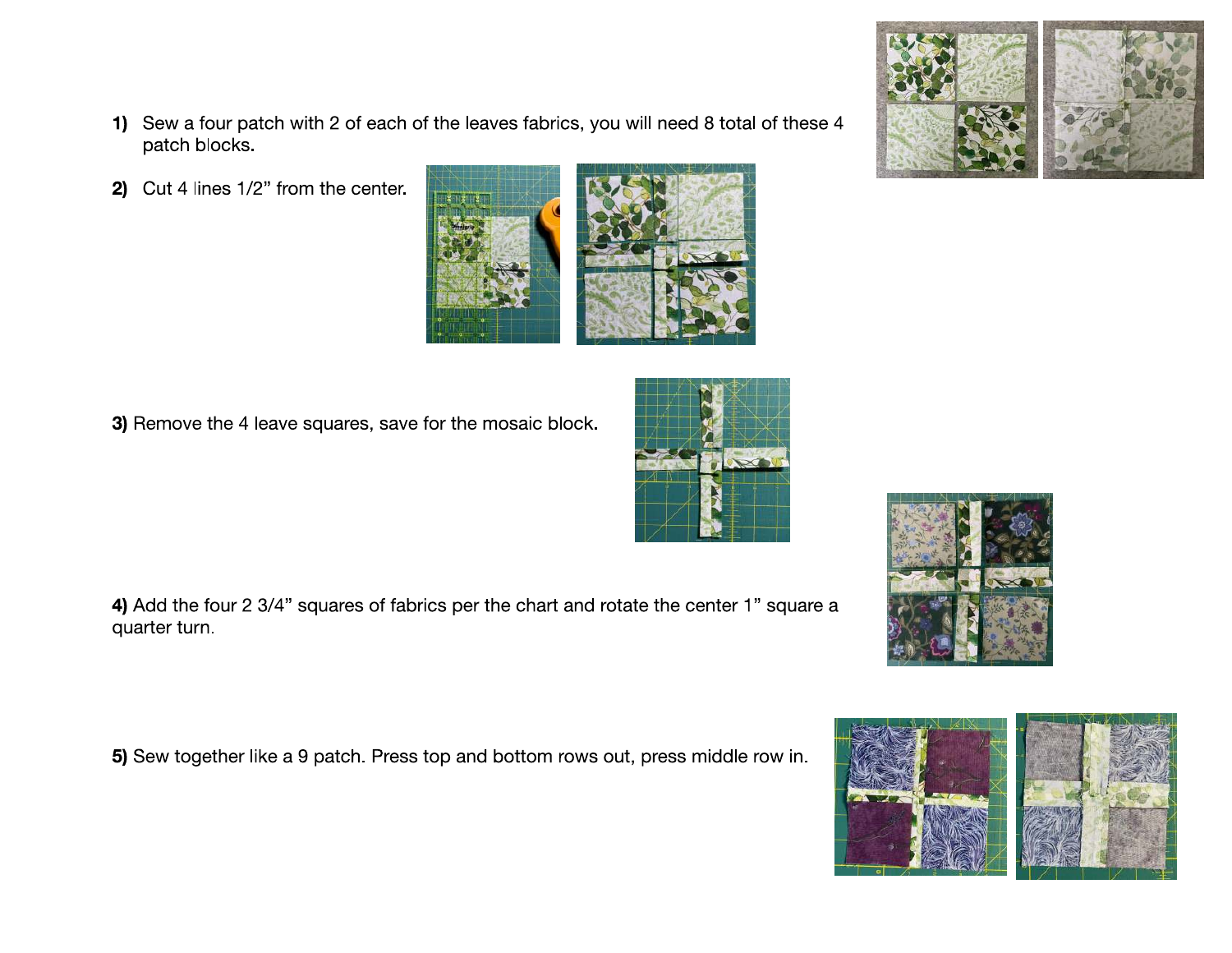1) Sew a four patch with 2 of each of the leaves fabrics, you will need 8 total of these 4 patch blocks.

2) Cut 4 lines 1/2" from the center.

3) Remove the 4 leave squares, save for the mosaic block.

4) Add the four 2 3/4" squares of fabrics per the chart and rotate the center 1" square a quarter turn.

5) Sew together like a 9 patch. Press top and bottom rows out, press middle row in.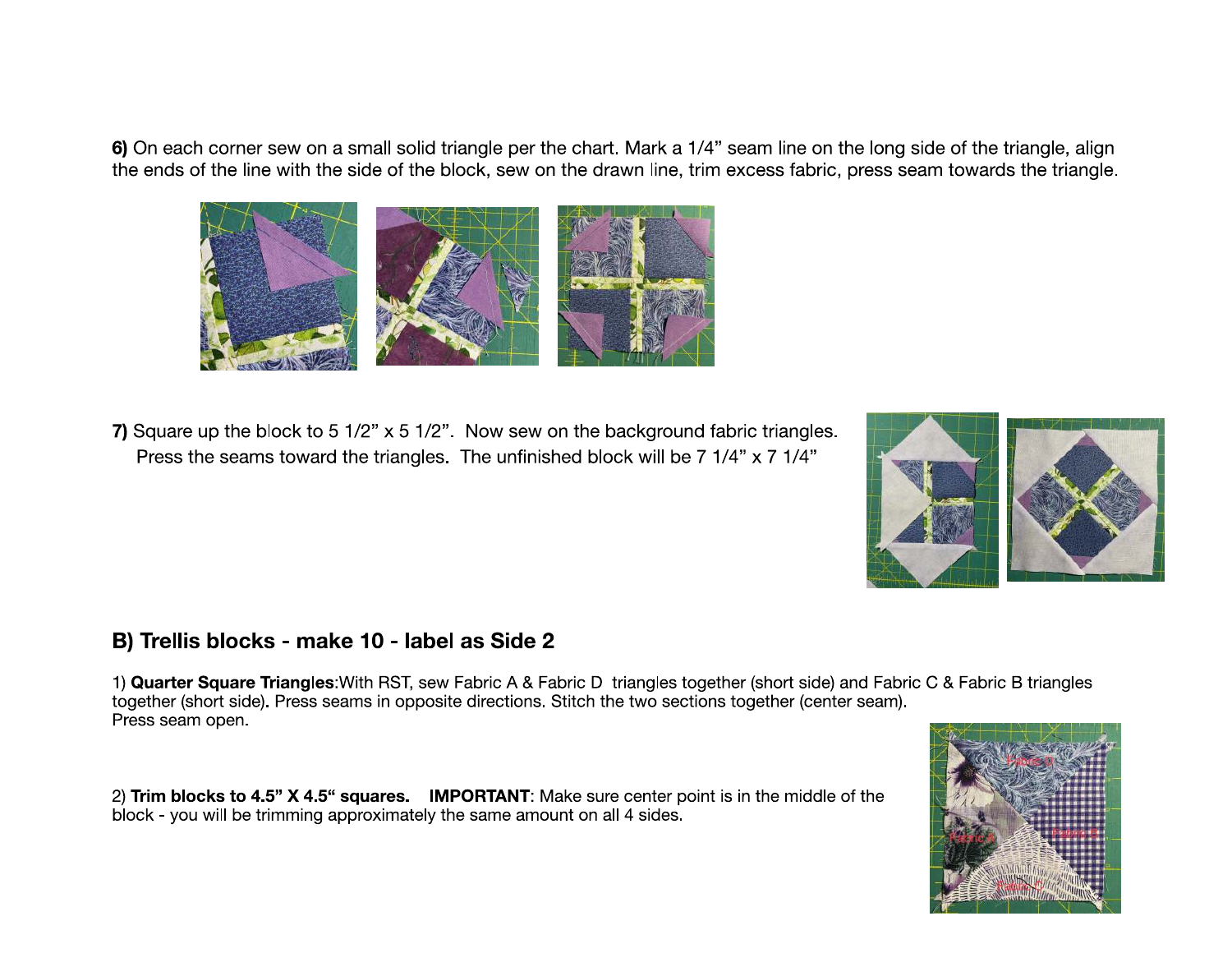**6)** On each corner sew on a small solid triangle per the chart. Mark a 1/4" seam line on the long side of the triangle, align the ends of the line with the side of the block, sew on the drawn line, trim excess fabric, press seam towards the triangle.

**7)** Square up the block to 5 1/2" x 5 1/2". Now sew on the background fabric triangles. Press the seams toward the triangles. The unfinished block will be 7 1/4" x 7 1/4"

## B) Trellis blocks - make 10 - label as Side 2

1) **Quarter Square Triangles**:With RST, sew Fabric A & Fabric D triangles together (short side) and Fabric C & Fabric B triangles together (short side). Press seams in opposite directions. Stitch the two sections together (center seam). Press seam open.

2) **Trim blocks to 4.5" X 4.5" squares.** **IMPORTANT**: Make sure center point is in the middle of the block - you will be trimming approximately the same amount on all 4 sides.